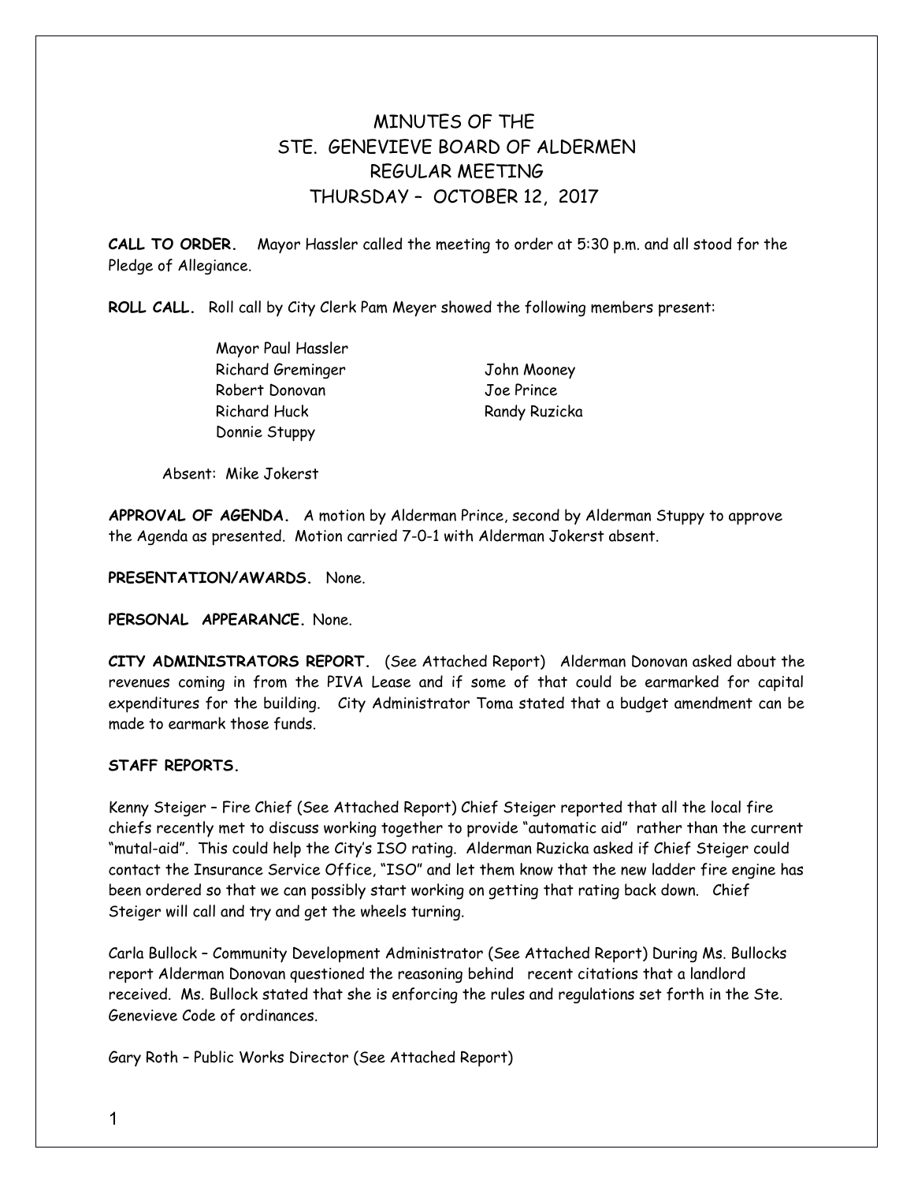# MINUTES OF THE
# STE. GENEVIEVE BOARD OF ALDERMEN
# REGULAR MEETING
# THURSDAY – OCTOBER 12, 2017

**CALL TO ORDER.** Mayor Hassler called the meeting to order at 5:30 p.m. and all stood for the Pledge of Allegiance.

**ROLL CALL.** Roll call by City Clerk Pam Meyer showed the following members present:

Mayor Paul Hassler
Richard Greminger
Robert Donovan
Richard Huck
Donnie Stuppy
John Mooney
Joe Prince
Randy Ruzicka

Absent: Mike Jokerst

**APPROVAL OF AGENDA.** A motion by Alderman Prince, second by Alderman Stuppy to approve the Agenda as presented. Motion carried 7-0-1 with Alderman Jokerst absent.

**PRESENTATION/AWARDS.** None.

**PERSONAL APPEARANCE.** None.

**CITY ADMINISTRATORS REPORT.** (See Attached Report) Alderman Donovan asked about the revenues coming in from the PIVA Lease and if some of that could be earmarked for capital expenditures for the building. City Administrator Toma stated that a budget amendment can be made to earmark those funds.

**STAFF REPORTS.**

Kenny Steiger – Fire Chief (See Attached Report) Chief Steiger reported that all the local fire chiefs recently met to discuss working together to provide "automatic aid" rather than the current "mutal-aid". This could help the City's ISO rating. Alderman Ruzicka asked if Chief Steiger could contact the Insurance Service Office, "ISO" and let them know that the new ladder fire engine has been ordered so that we can possibly start working on getting that rating back down. Chief Steiger will call and try and get the wheels turning.

Carla Bullock – Community Development Administrator (See Attached Report) During Ms. Bullocks report Alderman Donovan questioned the reasoning behind recent citations that a landlord received. Ms. Bullock stated that she is enforcing the rules and regulations set forth in the Ste. Genevieve Code of ordinances.

Gary Roth – Public Works Director (See Attached Report)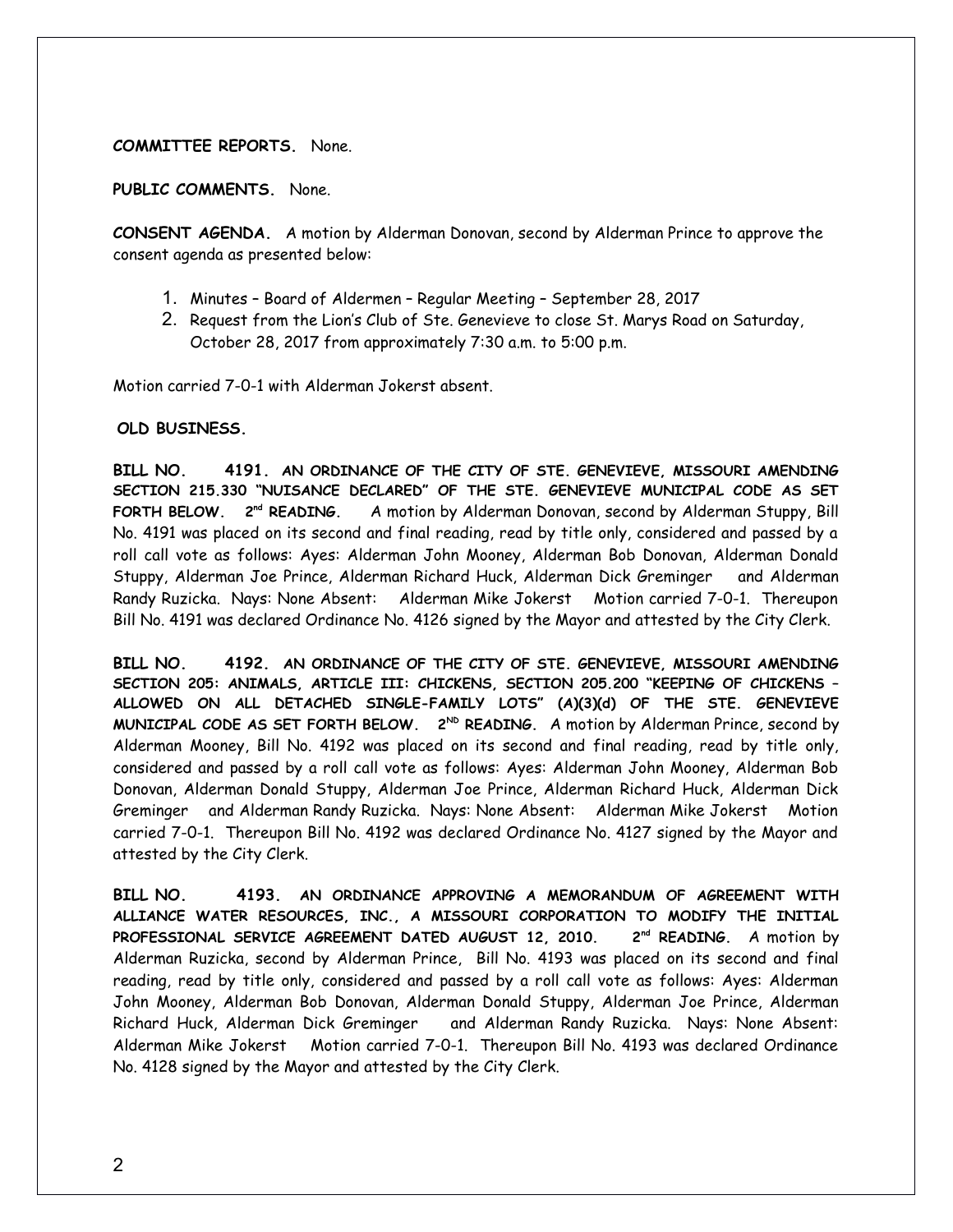**COMMITTEE REPORTS.** None.

**PUBLIC COMMENTS.** None.

**CONSENT AGENDA.** A motion by Alderman Donovan, second by Alderman Prince to approve the consent agenda as presented below:

1. Minutes – Board of Aldermen – Regular Meeting – September 28, 2017
2. Request from the Lion's Club of Ste. Genevieve to close St. Marys Road on Saturday, October 28, 2017 from approximately 7:30 a.m. to 5:00 p.m.

Motion carried 7-0-1 with Alderman Jokerst absent.

**OLD BUSINESS.**

**BILL NO. 4191. AN ORDINANCE OF THE CITY OF STE. GENEVIEVE, MISSOURI AMENDING SECTION 215.330 "NUISANCE DECLARED" OF THE STE. GENEVIEVE MUNICIPAL CODE AS SET FORTH BELOW. 2nd READING.** A motion by Alderman Donovan, second by Alderman Stuppy, Bill No. 4191 was placed on its second and final reading, read by title only, considered and passed by a roll call vote as follows: Ayes: Alderman John Mooney, Alderman Bob Donovan, Alderman Donald Stuppy, Alderman Joe Prince, Alderman Richard Huck, Alderman Dick Greminger and Alderman Randy Ruzicka. Nays: None Absent: Alderman Mike Jokerst Motion carried 7-0-1. Thereupon Bill No. 4191 was declared Ordinance No. 4126 signed by the Mayor and attested by the City Clerk.

**BILL NO. 4192. AN ORDINANCE OF THE CITY OF STE. GENEVIEVE, MISSOURI AMENDING SECTION 205: ANIMALS, ARTICLE III: CHICKENS, SECTION 205.200 "KEEPING OF CHICKENS – ALLOWED ON ALL DETACHED SINGLE-FAMILY LOTS" (A)(3)(d) OF THE STE. GENEVIEVE MUNICIPAL CODE AS SET FORTH BELOW. 2ND READING.** A motion by Alderman Prince, second by Alderman Mooney, Bill No. 4192 was placed on its second and final reading, read by title only, considered and passed by a roll call vote as follows: Ayes: Alderman John Mooney, Alderman Bob Donovan, Alderman Donald Stuppy, Alderman Joe Prince, Alderman Richard Huck, Alderman Dick Greminger and Alderman Randy Ruzicka. Nays: None Absent: Alderman Mike Jokerst Motion carried 7-0-1. Thereupon Bill No. 4192 was declared Ordinance No. 4127 signed by the Mayor and attested by the City Clerk.

**BILL NO. 4193. AN ORDINANCE APPROVING A MEMORANDUM OF AGREEMENT WITH ALLIANCE WATER RESOURCES, INC., A MISSOURI CORPORATION TO MODIFY THE INITIAL PROFESSIONAL SERVICE AGREEMENT DATED AUGUST 12, 2010. 2nd READING.** A motion by Alderman Ruzicka, second by Alderman Prince, Bill No. 4193 was placed on its second and final reading, read by title only, considered and passed by a roll call vote as follows: Ayes: Alderman John Mooney, Alderman Bob Donovan, Alderman Donald Stuppy, Alderman Joe Prince, Alderman Richard Huck, Alderman Dick Greminger and Alderman Randy Ruzicka. Nays: None Absent: Alderman Mike Jokerst Motion carried 7-0-1. Thereupon Bill No. 4193 was declared Ordinance No. 4128 signed by the Mayor and attested by the City Clerk.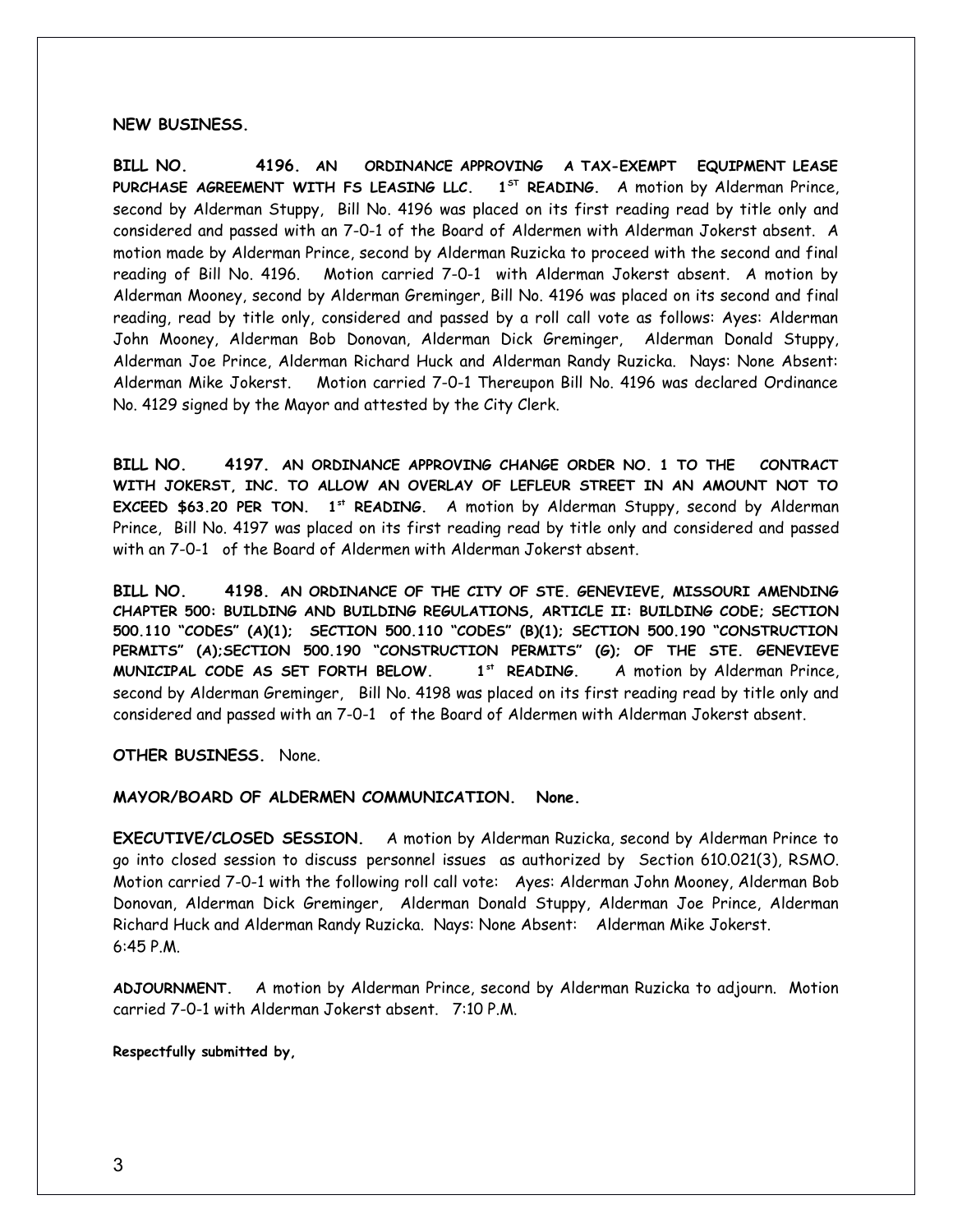**NEW BUSINESS.**

**BILL NO. 4196. AN ORDINANCE APPROVING A TAX-EXEMPT EQUIPMENT LEASE PURCHASE AGREEMENT WITH FS LEASING LLC. 1ST READING.** A motion by Alderman Prince, second by Alderman Stuppy, Bill No. 4196 was placed on its first reading read by title only and considered and passed with an 7-0-1 of the Board of Aldermen with Alderman Jokerst absent. A motion made by Alderman Prince, second by Alderman Ruzicka to proceed with the second and final reading of Bill No. 4196. Motion carried 7-0-1 with Alderman Jokerst absent. A motion by Alderman Mooney, second by Alderman Greminger, Bill No. 4196 was placed on its second and final reading, read by title only, considered and passed by a roll call vote as follows: Ayes: Alderman John Mooney, Alderman Bob Donovan, Alderman Dick Greminger, Alderman Donald Stuppy, Alderman Joe Prince, Alderman Richard Huck and Alderman Randy Ruzicka. Nays: None Absent: Alderman Mike Jokerst. Motion carried 7-0-1 Thereupon Bill No. 4196 was declared Ordinance No. 4129 signed by the Mayor and attested by the City Clerk.

**BILL NO. 4197. AN ORDINANCE APPROVING CHANGE ORDER NO. 1 TO THE CONTRACT WITH JOKERST, INC. TO ALLOW AN OVERLAY OF LEFLEUR STREET IN AN AMOUNT NOT TO EXCEED $63.20 PER TON. 1st READING.** A motion by Alderman Stuppy, second by Alderman Prince, Bill No. 4197 was placed on its first reading read by title only and considered and passed with an 7-0-1 of the Board of Aldermen with Alderman Jokerst absent.

**BILL NO. 4198. AN ORDINANCE OF THE CITY OF STE. GENEVIEVE, MISSOURI AMENDING CHAPTER 500: BUILDING AND BUILDING REGULATIONS, ARTICLE II: BUILDING CODE; SECTION 500.110 "CODES" (A)(1); SECTION 500.110 "CODES" (B)(1); SECTION 500.190 "CONSTRUCTION PERMITS" (A);SECTION 500.190 "CONSTRUCTION PERMITS" (G); OF THE STE. GENEVIEVE MUNICIPAL CODE AS SET FORTH BELOW. 1st READING.** A motion by Alderman Prince, second by Alderman Greminger, Bill No. 4198 was placed on its first reading read by title only and considered and passed with an 7-0-1 of the Board of Aldermen with Alderman Jokerst absent.

**OTHER BUSINESS.** None.

**MAYOR/BOARD OF ALDERMEN COMMUNICATION. None.**

**EXECUTIVE/CLOSED SESSION.** A motion by Alderman Ruzicka, second by Alderman Prince to go into closed session to discuss personnel issues as authorized by Section 610.021(3), RSMO. Motion carried 7-0-1 with the following roll call vote: Ayes: Alderman John Mooney, Alderman Bob Donovan, Alderman Dick Greminger, Alderman Donald Stuppy, Alderman Joe Prince, Alderman Richard Huck and Alderman Randy Ruzicka. Nays: None Absent: Alderman Mike Jokerst. 6:45 P.M.

**ADJOURNMENT.** A motion by Alderman Prince, second by Alderman Ruzicka to adjourn. Motion carried 7-0-1 with Alderman Jokerst absent. 7:10 P.M.

**Respectfully submitted by,**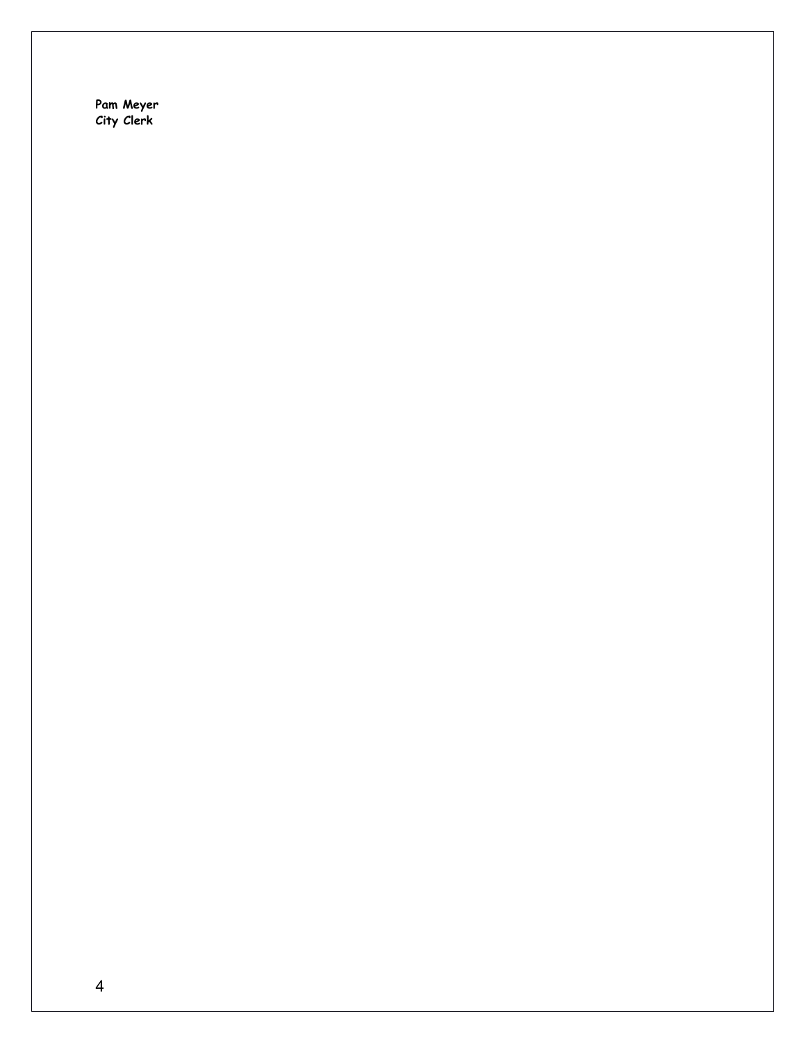**Pam Meyer**
**City Clerk**